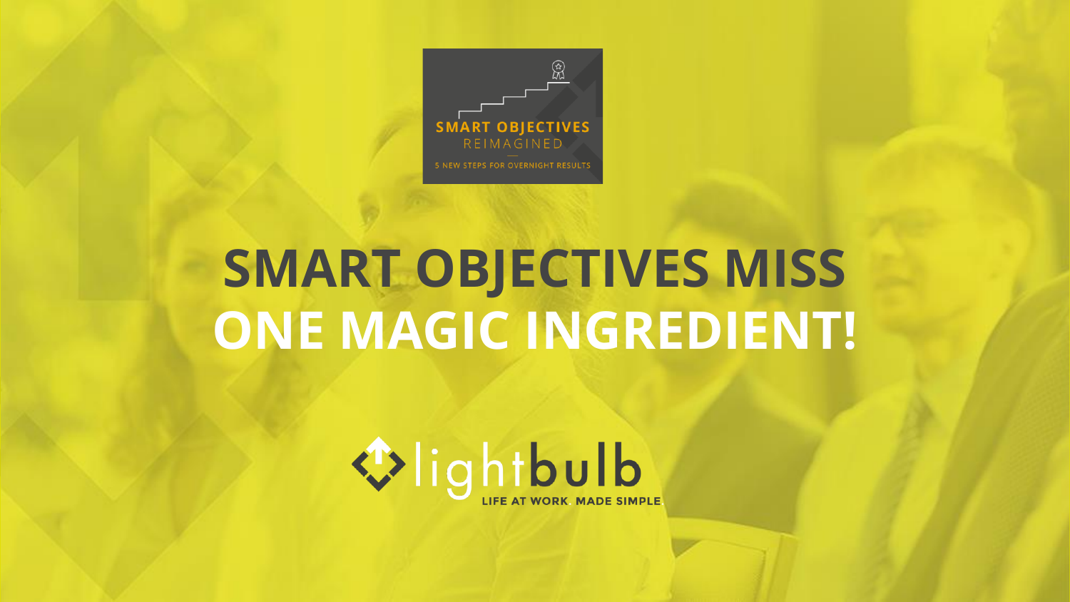SMART OBJECTIVES
REIMAGINED
5 NEW STEPS FOR OVERNIGHT RESULTS

# SMART OBJECTIVES MISS ONE MAGIC INGREDIENT!

lightbulb
LIFE AT WORK. MADE SIMPLE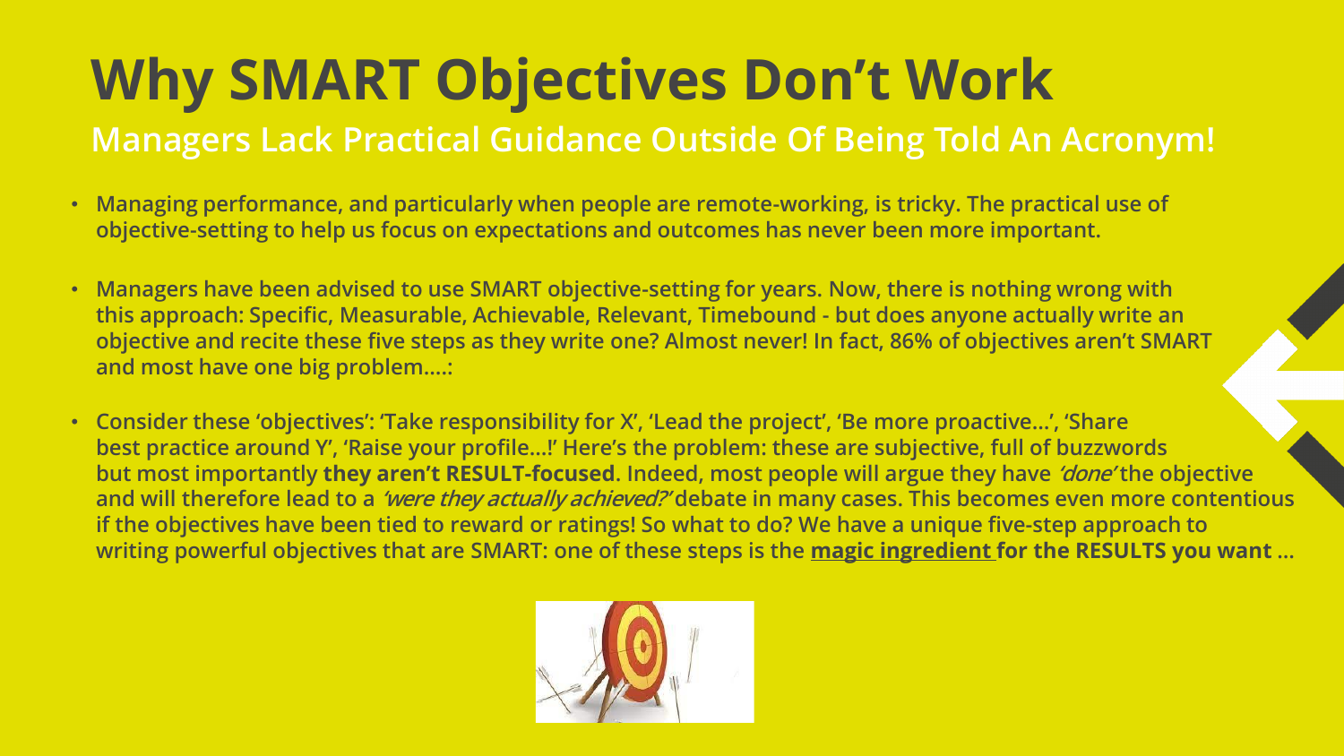# Why SMART Objectives Don't Work

## Managers Lack Practical Guidance Outside Of Being Told An Acronym!

- Managing performance, and particularly when people are remote-working, is tricky. The practical use of objective-setting to help us focus on expectations and outcomes has never been more important.
- Managers have been advised to use SMART objective-setting for years. Now, there is nothing wrong with this approach: Specific, Measurable, Achievable, Relevant, Timebound - but does anyone actually write an objective and recite these five steps as they write one? Almost never! In fact, 86% of objectives aren't SMART and most have one big problem….:
- Consider these 'objectives': 'Take responsibility for X', 'Lead the project', 'Be more proactive…', 'Share best practice around Y', 'Raise your profile…!' Here's the problem: these are subjective, full of buzzwords but most importantly **they aren't RESULT-focused**. Indeed, most people will argue they have *'done'* the objective and will therefore lead to a *'were they actually achieved?'* debate in many cases. This becomes even more contentious if the objectives have been tied to reward or ratings! So what to do? We have a unique five-step approach to writing powerful objectives that are SMART: one of these steps is the **magic ingredient for the RESULTS you want** …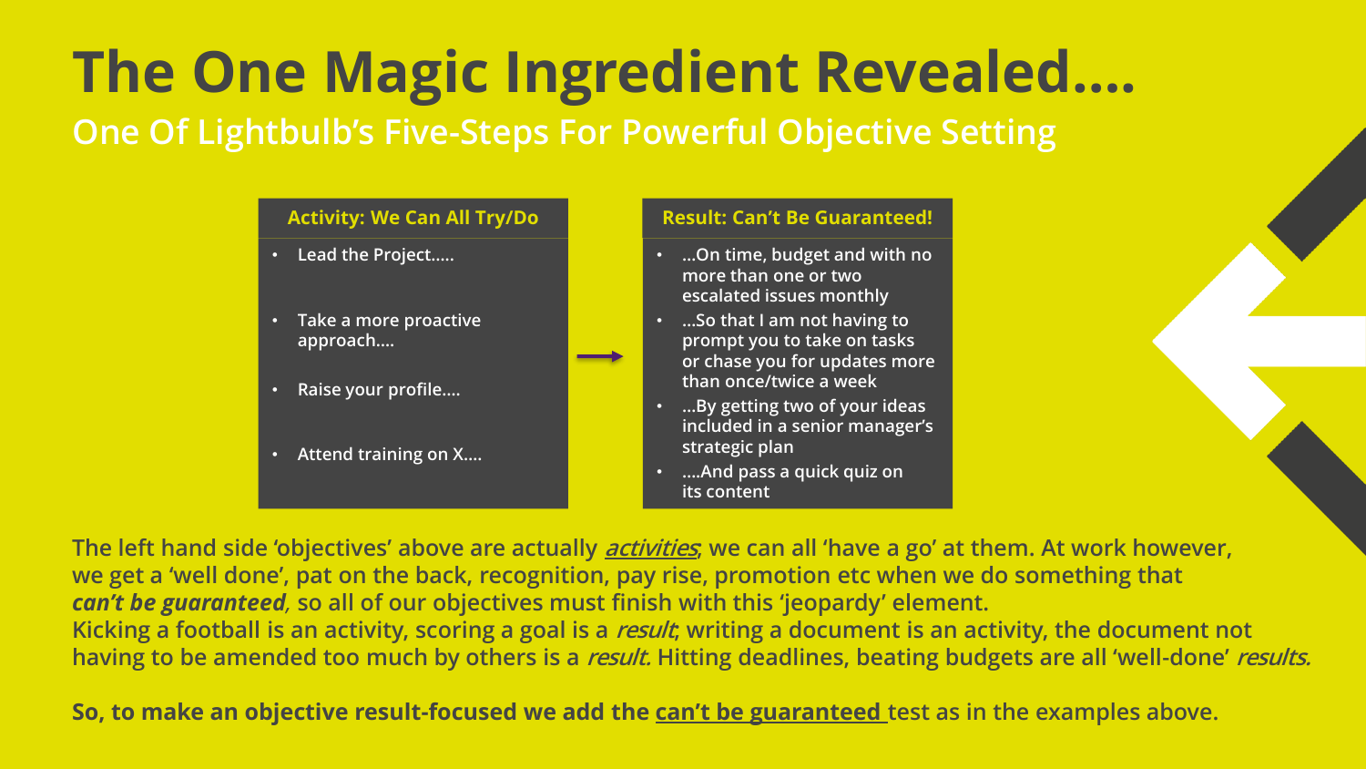# The One Magic Ingredient Revealed....

## One Of Lightbulb's Five-Steps For Powerful Objective Setting

| Activity: We Can All Try/Do | Result: Can't Be Guaranteed! |
| --- | --- |
| Lead the Project..... | ...On time, budget and with no more than one or two escalated issues monthly |
| Take a more proactive approach.... | ...So that I am not having to prompt you to take on tasks or chase you for updates more than once/twice a week |
| Raise your profile.... | ...By getting two of your ideas included in a senior manager's strategic plan |
| Attend training on X.... | ....And pass a quick quiz on its content |

**The left hand side 'objectives' above are actually *activities*; we can all 'have a go' at them. At work however, we get a 'well done', pat on the back, recognition, pay rise, promotion etc when we do something that *can't be guaranteed*, so all of our objectives must finish with this 'jeopardy' element.**
**Kicking a football is an activity, scoring a goal is a *result*; writing a document is an activity, the document not having to be amended too much by others is a *result*. Hitting deadlines, beating budgets are all 'well-done' *results*.**

**So, to make an objective result-focused we add the <u>can't be guaranteed</u> test as in the examples above.**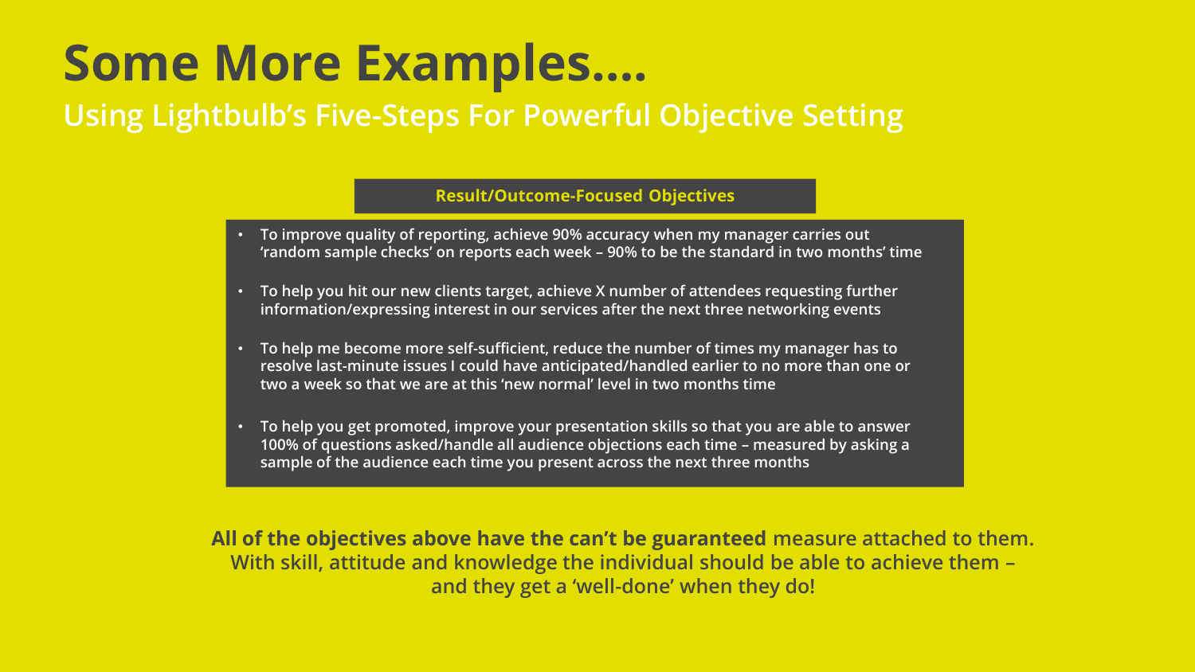# Some More Examples....

## Using Lightbulb's Five-Steps For Powerful Objective Setting

**Result/Outcome-Focused Objectives**

- To improve quality of reporting, achieve 90% accuracy when my manager carries out 'random sample checks' on reports each week – 90% to be the standard in two months' time
- To help you hit our new clients target, achieve X number of attendees requesting further information/expressing interest in our services after the next three networking events
- To help me become more self-sufficient, reduce the number of times my manager has to resolve last-minute issues I could have anticipated/handled earlier to no more than one or two a week so that we are at this 'new normal' level in two months time
- To help you get promoted, improve your presentation skills so that you are able to answer 100% of questions asked/handle all audience objections each time – measured by asking a sample of the audience each time you present across the next three months

**All of the objectives above have the can't be guaranteed** measure attached to them. With skill, attitude and knowledge the individual should be able to achieve them – and they get a 'well-done' when they do!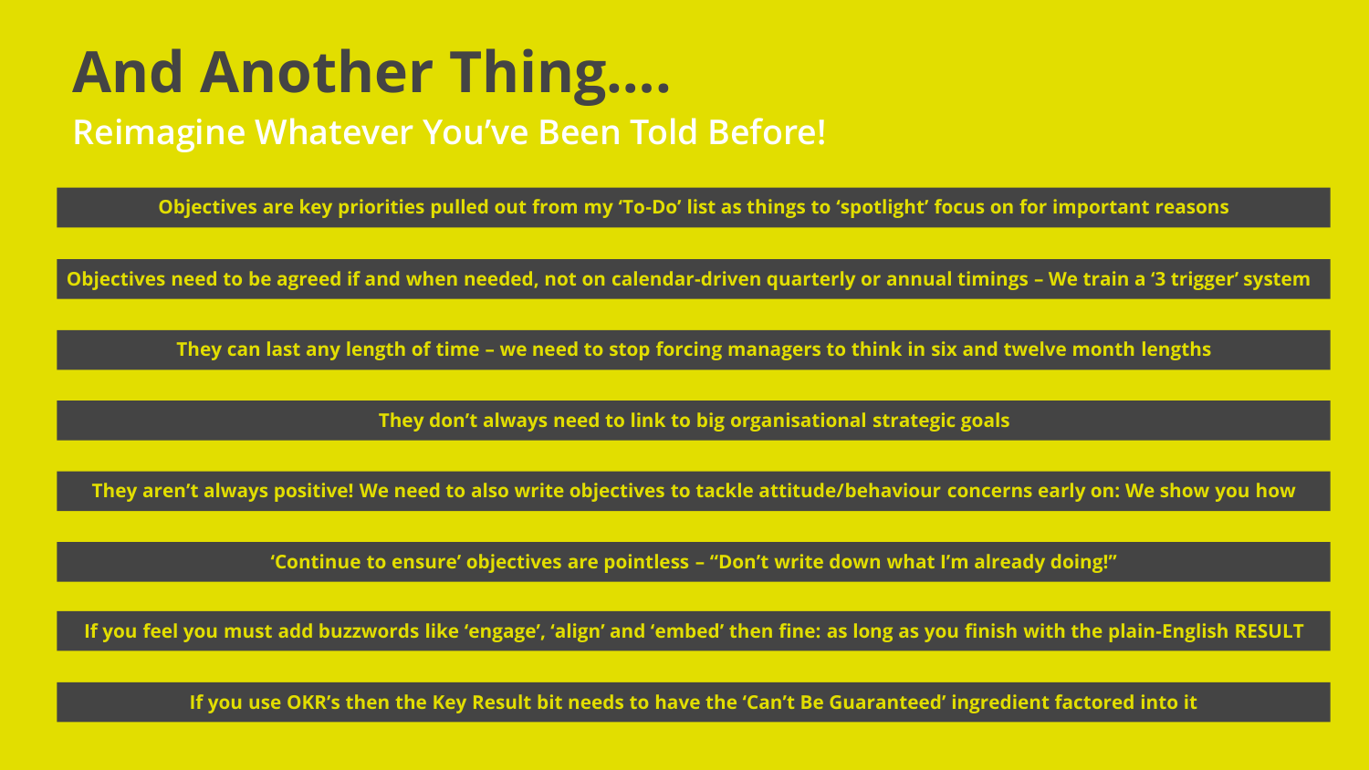# And Another Thing....

## Reimagine Whatever You've Been Told Before!

- Objectives are key priorities pulled out from my 'To-Do' list as things to 'spotlight' focus on for important reasons
- Objectives need to be agreed if and when needed, not on calendar-driven quarterly or annual timings – We train a '3 trigger' system
- They can last any length of time – we need to stop forcing managers to think in six and twelve month lengths
- They don't always need to link to big organisational strategic goals
- They aren't always positive! We need to also write objectives to tackle attitude/behaviour concerns early on: We show you how
- 'Continue to ensure' objectives are pointless – "Don't write down what I'm already doing!"
- If you feel you must add buzzwords like 'engage', 'align' and 'embed' then fine: as long as you finish with the plain-English RESULT
- If you use OKR's then the Key Result bit needs to have the 'Can't Be Guaranteed' ingredient factored into it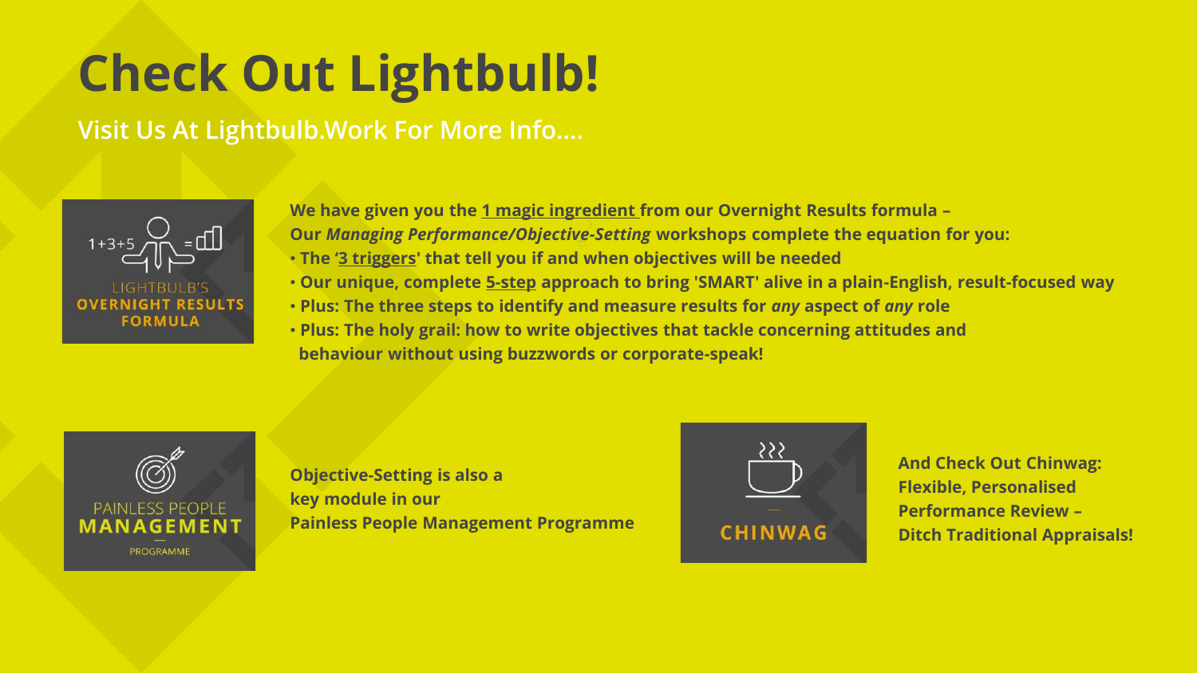# Check Out Lightbulb!

**Visit Us At Lightbulb.Work For More Info….**

1+3+5 = LIGHTBULB'S **OVERNIGHT RESULTS FORMULA**

**We have given you the 1 magic ingredient from our Overnight Results formula – Our *Managing Performance/Objective-Setting* workshops complete the equation for you:**

- **The '3 triggers' that tell you if and when objectives will be needed**
- **Our unique, complete 5-step approach to bring 'SMART' alive in a plain-English, result-focused way**
- **Plus: The three steps to identify and measure results for *any* aspect of *any* role**
- **Plus: The holy grail: how to write objectives that tackle concerning attitudes and behaviour without using buzzwords or corporate-speak!**

PAINLESS PEOPLE **MANAGEMENT** PROGRAMME

**Objective-Setting is also a key module in our Painless People Management Programme**

CHINWAG

**And Check Out Chinwag: Flexible, Personalised Performance Review – Ditch Traditional Appraisals!**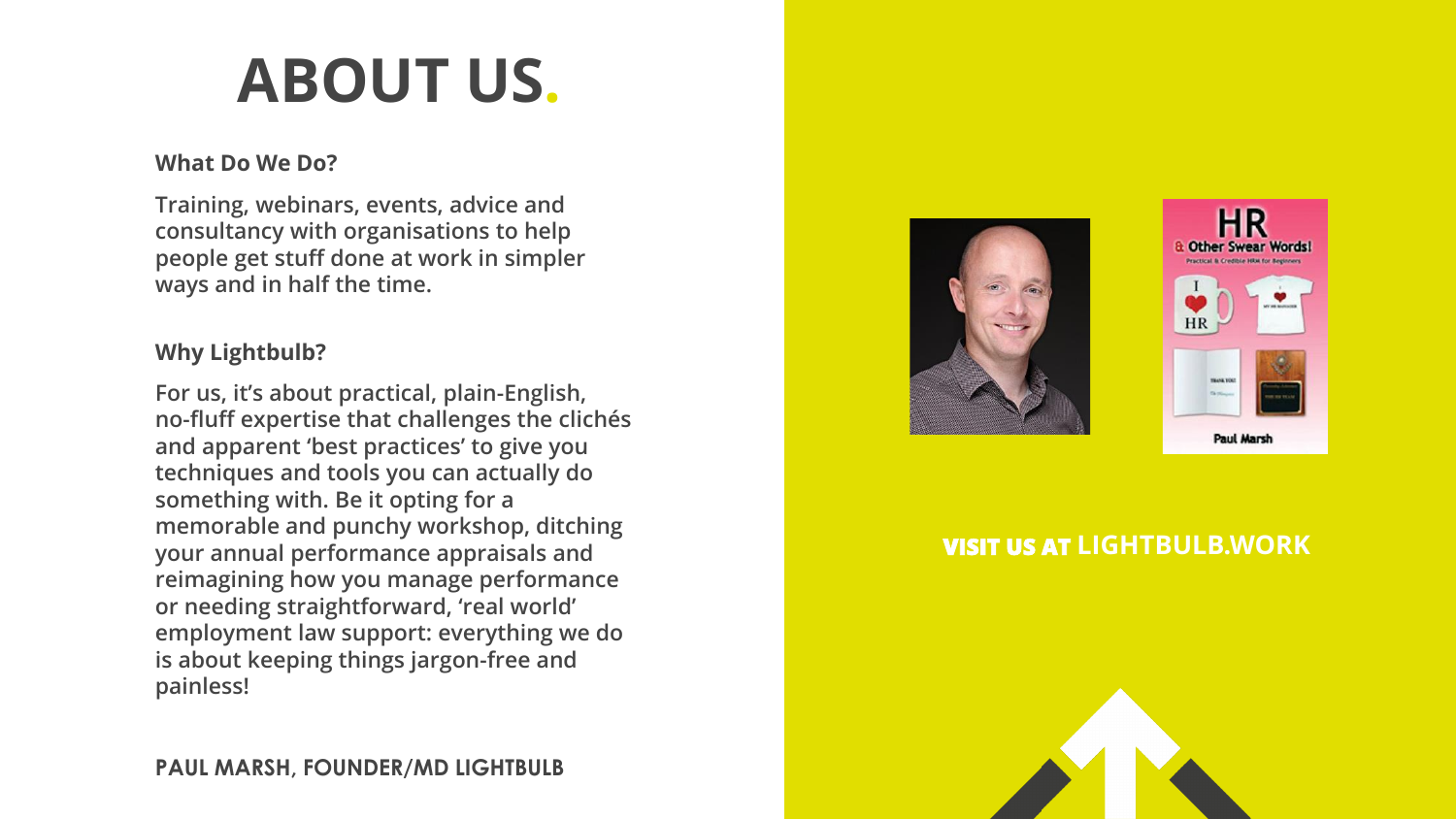# ABOUT US.

**What Do We Do?**

**Training, webinars, events, advice and consultancy with organisations to help people get stuff done at work in simpler ways and in half the time.**

**Why Lightbulb?**

**For us, it's about practical, plain-English, no-fluff expertise that challenges the clichés and apparent 'best practices' to give you techniques and tools you can actually do something with. Be it opting for a memorable and punchy workshop, ditching your annual performance appraisals and reimagining how you manage performance or needing straightforward, 'real world' employment law support: everything we do is about keeping things jargon-free and painless!**

**PAUL MARSH, FOUNDER/MD LIGHTBULB**

**VISIT US AT LIGHTBULB.WORK**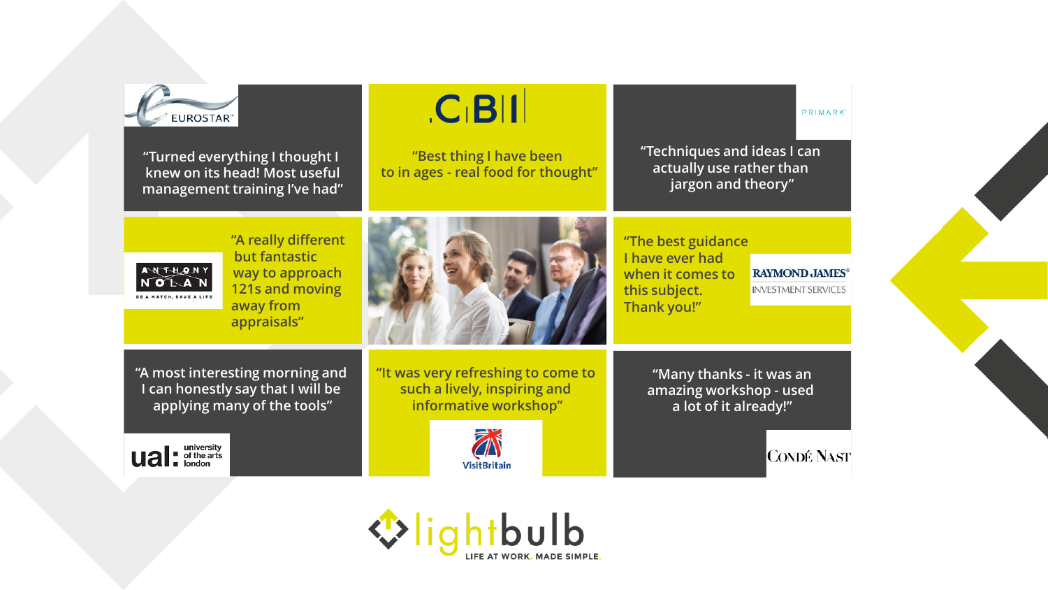EUROSTAR

"Turned everything I thought I knew on its head! Most useful management training I've had"

CBI

"Best thing I have been to in ages - real food for thought"

PRIMARK

"Techniques and ideas I can actually use rather than jargon and theory"

ANTHONY NOLAN
BE A MATCH, SAVE A LIFE

"A really different but fantastic way to approach 121s and moving away from appraisals"

"The best guidance I have ever had when it comes to this subject. Thank you!"

RAYMOND JAMES
INVESTMENT SERVICES

"A most interesting morning and I can honestly say that I will be applying many of the tools"

ual: university of the arts london

"It was very refreshing to come to such a lively, inspiring and informative workshop"

VisitBritain

"Many thanks - it was an amazing workshop - used a lot of it already!"

CONDÉ NAST

lightbulb
LIFE AT WORK. MADE SIMPLE.